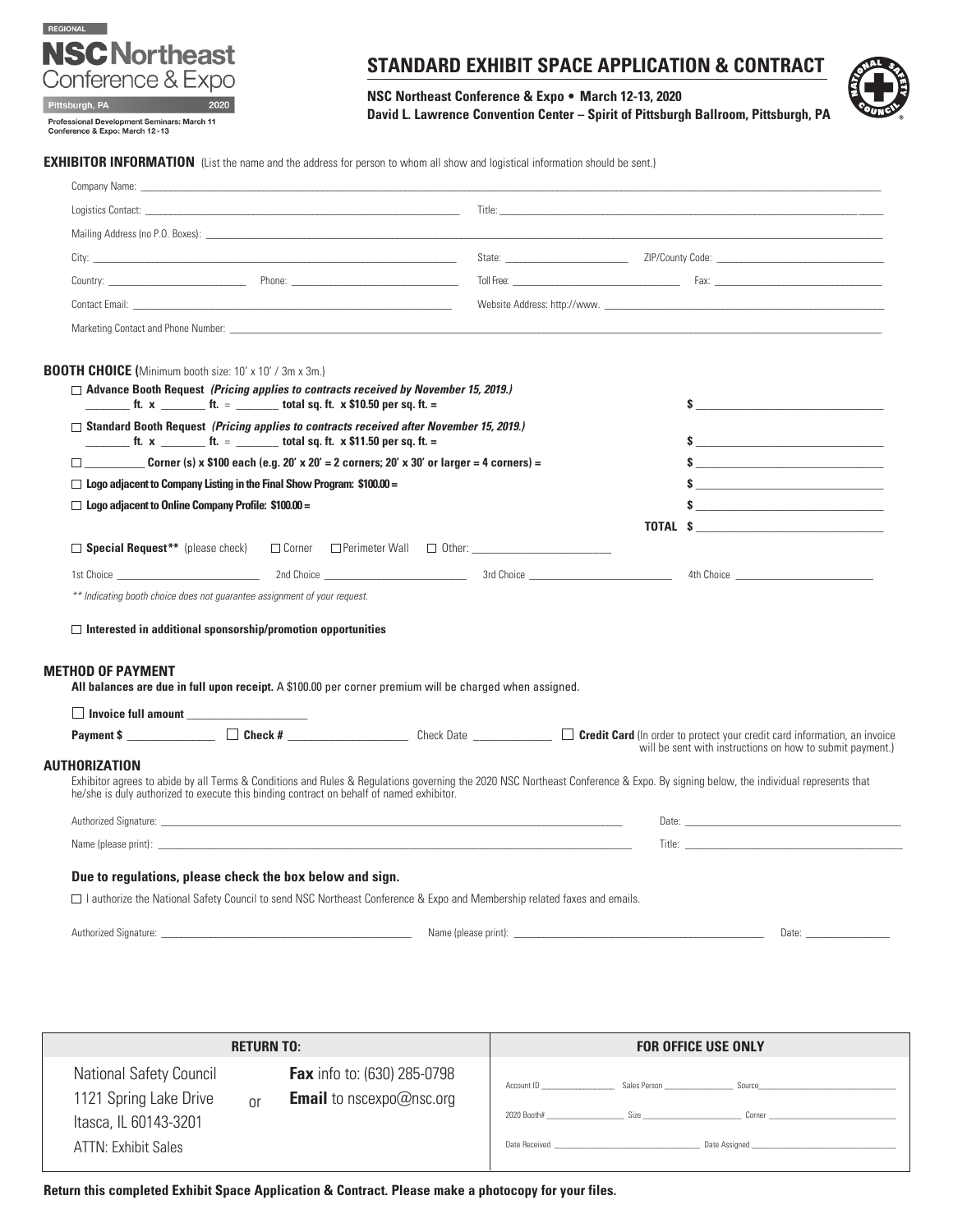REGIONAL

**NSC Northeast**
Conference & Expo

Pittsburgh, PA 2020

Professional Development Seminars: March 11
Conference & Expo: March 12-13

# STANDARD EXHIBIT SPACE APPLICATION & CONTRACT

**NSC Northeast Conference & Expo • March 12-13, 2020**
**David L. Lawrence Convention Center – Spirit of Pittsburgh Ballroom, Pittsburgh, PA**

## EXHIBITOR INFORMATION

(List the name and the address for person to whom all show and logistical information should be sent.)

Company Name: ______________________________

Logistics Contact: ______________________________ Title: ______________________________

Mailing Address (no P.O. Boxes): ______________________________

City: ______________________________ State: ______________ ZIP/County Code: ______________

Country: ______________ Phone: ______________ Toll Free: ______________ Fax: ______________

Contact Email: ______________________________ Website Address: http://www. ______________________________

Marketing Contact and Phone Number: ______________________________

## BOOTH CHOICE (Minimum booth size: 10' x 10' / 3m x 3m.)

☐ **Advance Booth Request** ***(Pricing applies to contracts received by November 15, 2019.)***
**_______ ft. x _______ ft. = _______ total sq. ft. x $10.50 per sq. ft. =** $ ______________

☐ **Standard Booth Request** ***(Pricing applies to contracts received after November 15, 2019.)***
**_______ ft. x _______ ft. = _______ total sq. ft. x $11.50 per sq. ft. =** $ ______________

☐ **_________ Corner (s) x $100 each (e.g. 20' x 20' = 2 corners; 20' x 30' or larger = 4 corners) =** $ ______________

☐ **Logo adjacent to Company Listing in the Final Show Program: $100.00 =** $ ______________

☐ **Logo adjacent to Online Company Profile: $100.00 =** $ ______________

**TOTAL** $ ______________

☐ **Special Request\*\*** (please check) ☐ Corner ☐ Perimeter Wall ☐ Other: ______________

1st Choice ______________ 2nd Choice ______________ 3rd Choice ______________ 4th Choice ______________

*\*\* Indicating booth choice does not guarantee assignment of your request.*

☐ **Interested in additional sponsorship/promotion opportunities**

## METHOD OF PAYMENT

**All balances are due in full upon receipt.** A $100.00 per corner premium will be charged when assigned.

☐ **Invoice full amount** ______________

**Payment $** ______________ ☐ **Check #** ______________ Check Date ______________ ☐ **Credit Card** (In order to protect your credit card information, an invoice will be sent with instructions on how to submit payment.)

## AUTHORIZATION

Exhibitor agrees to abide by all Terms & Conditions and Rules & Regulations governing the 2020 NSC Northeast Conference & Expo. By signing below, the individual represents that he/she is duly authorized to execute this binding contract on behalf of named exhibitor.

Authorized Signature: ______________________________ Date: ______________

Name (please print): ______________________________ Title: ______________

### Due to regulations, please check the box below and sign.

☐ I authorize the National Safety Council to send NSC Northeast Conference & Expo and Membership related faxes and emails.

Authorized Signature: ______________ Name (please print): ______________ Date: ______________

| RETURN TO: | FOR OFFICE USE ONLY |
|---|---|
| National Safety Council<br>1121 Spring Lake Drive<br>Itasca, IL 60143-3201<br>ATTN: Exhibit Sales<br><br>or<br><br>**Fax** info to: (630) 285-0798<br>**Email** to nscexpo@nsc.org | Account ID ________ Sales Person ________ Source ________<br>2020 Booth# ________ Size ________ Corner ________<br>Date Received ________ Date Assigned ________ |

**Return this completed Exhibit Space Application & Contract. Please make a photocopy for your files.**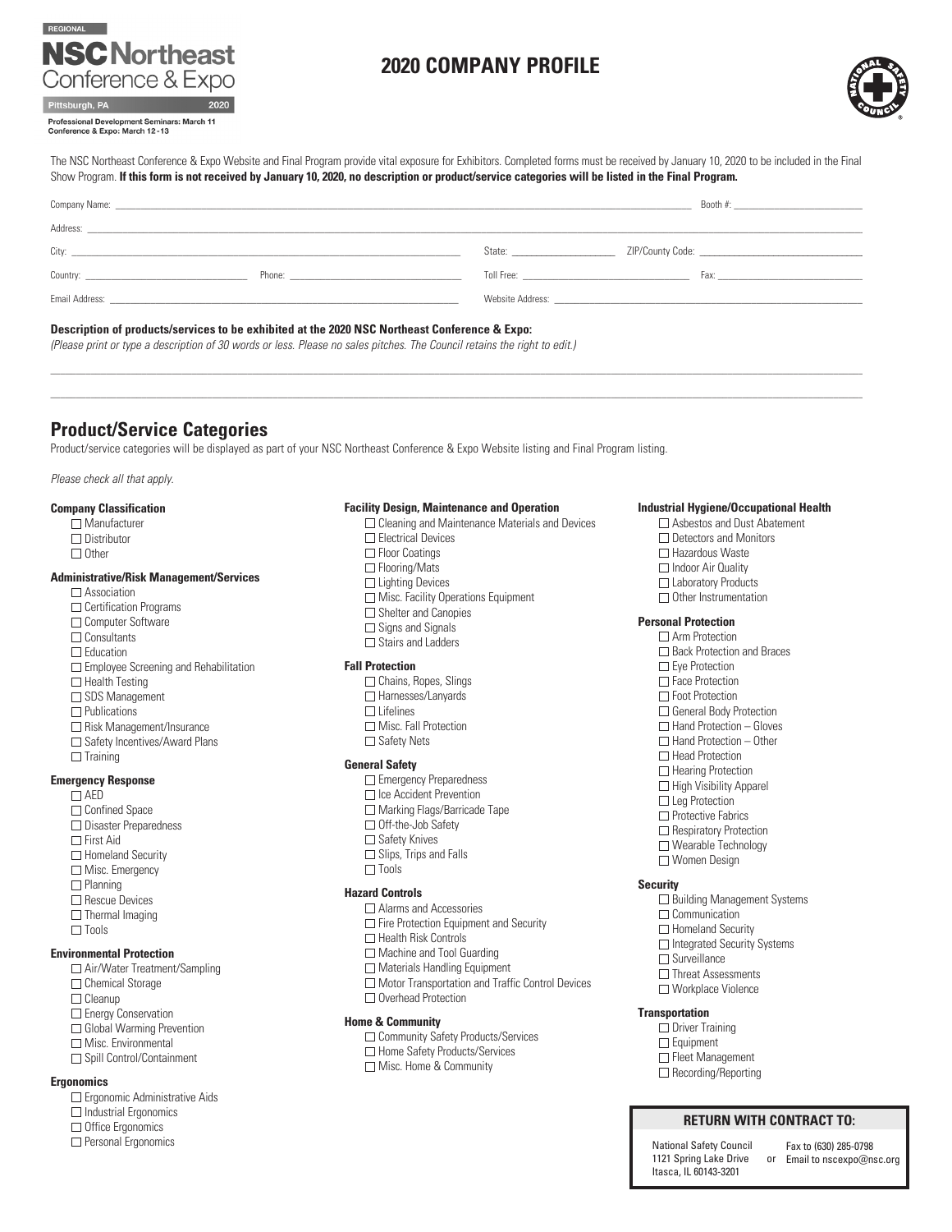REGIONAL

**NSC Northeast Conference & Expo**

Pittsburgh, PA 2020

Professional Development Seminars: March 11
Conference & Expo: March 12-13

# 2020 COMPANY PROFILE

The NSC Northeast Conference & Expo Website and Final Program provide vital exposure for Exhibitors. Completed forms must be received by January 10, 2020 to be included in the Final Show Program. **If this form is not received by January 10, 2020, no description or product/service categories will be listed in the Final Program.**

Company Name: ______________________ Booth #: ______________

Address: ______________________

City: ______________________ State: __________ ZIP/County Code: ______________

Country: ______________ Phone: ______________ Toll Free: ______________ Fax: ______________

Email Address: ______________________ Website Address: ______________________

**Description of products/services to be exhibited at the 2020 NSC Northeast Conference & Expo:**

*(Please print or type a description of 30 words or less. Please no sales pitches. The Council retains the right to edit.)*

______________________________________________________________________

______________________________________________________________________

## Product/Service Categories

Product/service categories will be displayed as part of your NSC Northeast Conference & Expo Website listing and Final Program listing.

*Please check all that apply.*

**Company Classification**

- ☐ Manufacturer
- ☐ Distributor
- ☐ Other

**Administrative/Risk Management/Services**

- ☐ Association
- ☐ Certification Programs
- ☐ Computer Software
- ☐ Consultants
- ☐ Education
- ☐ Employee Screening and Rehabilitation
- ☐ Health Testing
- ☐ SDS Management
- ☐ Publications
- ☐ Risk Management/Insurance
- ☐ Safety Incentives/Award Plans
- ☐ Training

**Emergency Response**

- ☐ AED
- ☐ Confined Space
- ☐ Disaster Preparedness
- ☐ First Aid
- ☐ Homeland Security
- ☐ Misc. Emergency
- ☐ Planning
- ☐ Rescue Devices
- ☐ Thermal Imaging
- ☐ Tools

**Environmental Protection**

- ☐ Air/Water Treatment/Sampling
- ☐ Chemical Storage
- ☐ Cleanup
- ☐ Energy Conservation
- ☐ Global Warming Prevention
- ☐ Misc. Environmental
- ☐ Spill Control/Containment

**Ergonomics**

- ☐ Ergonomic Administrative Aids
- ☐ Industrial Ergonomics
- ☐ Office Ergonomics
- ☐ Personal Ergonomics

**Facility Design, Maintenance and Operation**

- ☐ Cleaning and Maintenance Materials and Devices
- ☐ Electrical Devices
- ☐ Floor Coatings
- ☐ Flooring/Mats
- ☐ Lighting Devices
- ☐ Misc. Facility Operations Equipment
- ☐ Shelter and Canopies
- ☐ Signs and Signals
- ☐ Stairs and Ladders

**Fall Protection**

- ☐ Chains, Ropes, Slings
- ☐ Harnesses/Lanyards
- ☐ Lifelines
- ☐ Misc. Fall Protection
- ☐ Safety Nets

**General Safety**

- ☐ Emergency Preparedness
- ☐ Ice Accident Prevention
- ☐ Marking Flags/Barricade Tape
- ☐ Off-the-Job Safety
- ☐ Safety Knives
- ☐ Slips, Trips and Falls
- ☐ Tools

**Hazard Controls**

- ☐ Alarms and Accessories
- ☐ Fire Protection Equipment and Security
- ☐ Health Risk Controls
- ☐ Machine and Tool Guarding
- ☐ Materials Handling Equipment
- ☐ Motor Transportation and Traffic Control Devices
- ☐ Overhead Protection

**Home & Community**

- ☐ Community Safety Products/Services
- ☐ Home Safety Products/Services
- ☐ Misc. Home & Community

**Industrial Hygiene/Occupational Health**

- ☐ Asbestos and Dust Abatement
- ☐ Detectors and Monitors
- ☐ Hazardous Waste
- ☐ Indoor Air Quality
- ☐ Laboratory Products
- ☐ Other Instrumentation

**Personal Protection**

- ☐ Arm Protection
- ☐ Back Protection and Braces
- ☐ Eye Protection
- ☐ Face Protection
- ☐ Foot Protection
- ☐ General Body Protection
- ☐ Hand Protection – Gloves
- ☐ Hand Protection – Other
- ☐ Head Protection
- ☐ Hearing Protection
- ☐ High Visibility Apparel
- ☐ Leg Protection
- ☐ Protective Fabrics
- ☐ Respiratory Protection
- ☐ Wearable Technology
- ☐ Women Design

**Security**

- ☐ Building Management Systems
- ☐ Communication
- ☐ Homeland Security
- ☐ Integrated Security Systems
- ☐ Surveillance
- ☐ Threat Assessments
- ☐ Workplace Violence

**Transportation**

- ☐ Driver Training
- ☐ Equipment
- ☐ Fleet Management
- ☐ Recording/Reporting

**RETURN WITH CONTRACT TO:**

National Safety Council
1121 Spring Lake Drive
Itasca, IL 60143-3201

or

Fax to (630) 285-0798
Email to nscexpo@nsc.org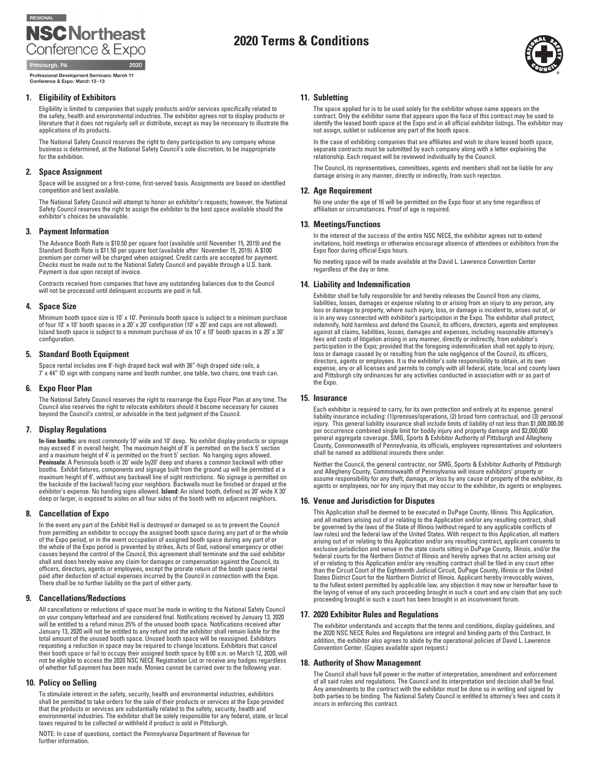REGIONAL

# NSC Northeast Conference & Expo

Pittsburgh, PA 2020

Professional Development Seminars: March 11
Conference & Expo: March 12 - 13

# 2020 Terms & Conditions

## 1. Eligibility of Exhibitors

Eligibility is limited to companies that supply products and/or services specifically related to the safety, health and environmental industries. The exhibitor agrees not to display products or literature that it does not regularly sell or distribute, except as may be necessary to illustrate the applications of its products.

The National Safety Council reserves the right to deny participation to any company whose business is determined, at the National Safety Council's sole discretion, to be inappropriate for the exhibition.

## 2. Space Assignment

Space will be assigned on a first-come, first-served basis. Assignments are based on identified competition and best available.

The National Safety Council will attempt to honor an exhibitor's requests; however, the National Safety Council reserves the right to assign the exhibitor to the best space available should the exhibitor's choices be unavailable.

## 3. Payment Information

The Advance Booth Rate is $10.50 per square foot (available until November 15, 2019) and the Standard Booth Rate is $11.50 per square foot (available after November 15, 2019). A $100 premium per corner will be charged when assigned. Credit cards are accepted for payment. Checks must be made out to the National Safety Council and payable through a U.S. bank. Payment is due upon receipt of invoice.

Contracts received from companies that have any outstanding balances due to the Council will not be processed until delinquent accounts are paid in full.

## 4. Space Size

Minimum booth space size is 10' x 10'. Peninsula booth space is subject to a minimum purchase of four 10' x 10' booth spaces in a 20' x 20' configuration (10' x 20' end caps are not allowed). Island booth space is subject to a minimum purchase of six 10' x 10' booth spaces in a 20' x 30' configuration.

## 5. Standard Booth Equipment

Space rental includes one 8'-high draped back wall with 36"-high draped side rails, a 7' x 44" ID sign with company name and booth number, one table, two chairs, one trash can.

## 6. Expo Floor Plan

The National Safety Council reserves the right to rearrange the Expo Floor Plan at any time. The Council also reserves the right to relocate exhibitors should it become necessary for causes beyond the Council's control, or advisable in the best judgment of the Council.

## 7. Display Regulations

**In-line booths:** are most commonly 10' wide and 10' deep. No exhibit display products or signage may exceed 8' in overall height. The maximum height of 8' is permitted on the back 5' section and a maximum height of 4' is permitted on the front 5' section. No hanging signs allowed. **Peninsula:** A Peninsula booth is 20' wide by20' deep and shares a common backwall with other booths. Exhibit fixtures, components and signage built from the ground up will be permitted at a maximum height of 6', without any backwall line of sight restrictions. No signage is permitted on the backside of the backwall facing your neighbors. Backwalls must be finished or draped at the exhibitor's expense. No handing signs allowed. **Island:** An island booth, defined as 20' wide X 30' deep or larger, is exposed to aisles on all four sides of the booth with no adjacent neighbors.

## 8. Cancellation of Expo

In the event any part of the Exhibit Hall is destroyed or damaged so as to prevent the Council from permitting an exhibitor to occupy the assigned booth space during any part of or the whole of the Expo period, or in the event occupation of assigned booth space during any part of or the whole of the Expo period is prevented by strikes, Acts of God, national emergency or other causes beyond the control of the Council, this agreement shall terminate and the said exhibitor shall and does hereby waive any claim for damages or compensation against the Council, its officers, directors, agents or employees, except the prorate return of the booth space rental paid after deduction of actual expenses incurred by the Council in connection with the Expo. There shall be no further liability on the part of either party.

## 9. Cancellations/Reductions

All cancellations or reductions of space must be made in writing to the National Safety Council on your company letterhead and are considered final. Notifications received by January 13, 2020 will be entitled to a refund minus 25% of the unused booth space. Notifications received after January 13, 2020 will not be entitled to any refund and the exhibitor shall remain liable for the total amount of the unused booth space. Unused booth space will be reassigned. Exhibitors requesting a reduction in space may be required to change locations. Exhibitors that cancel their booth space or fail to occupy their assigned booth space by 8:00 a.m. on March 12, 2020, will not be eligible to access the 2020 NSC NECE Registration List or receive any badges regardless of whether full payment has been made. Monies cannot be carried over to the following year.

## 10. Policy on Selling

To stimulate interest in the safety, security, health and environmental industries, exhibitors shall be permitted to take orders for the sale of their products or services at the Expo provided that the products or services are substantially related to the safety, security, health and environmental industries. The exhibitor shall be solely responsible for any federal, state, or local taxes required to be collected or withheld if product is sold in Pittsburgh.

NOTE: In case of questions, contact the Pennsylvania Department of Revenue for further information.

## 11. Subletting

The space applied for is to be used solely for the exhibitor whose name appears on the contract. Only the exhibitor name that appears upon the face of this contract may be used to identify the leased booth space at the Expo and in all official exhibitor listings. The exhibitor may not assign, sublet or sublicense any part of the booth space.

In the case of exhibiting companies that are affiliates and wish to share leased booth space, separate contracts must be submitted by each company along with a letter explaining the relationship. Each request will be reviewed individually by the Council.

The Council, its representatives, committees, agents and members shall not be liable for any damage arising in any manner, directly or indirectly, from such rejection.

## 12. Age Requirement

No one under the age of 16 will be permitted on the Expo floor at any time regardless of affiliation or circumstances. Proof of age is required.

## 13. Meetings/Functions

In the interest of the success of the entire NSC NECE, the exhibitor agrees not to extend invitations, hold meetings or otherwise encourage absence of attendees or exhibitors from the Expo floor during official Expo hours.

No meeting space will be made available at the David L. Lawrence Convention Center regardless of the day or time.

## 14. Liability and Indemnification

Exhibitor shall be fully responsible for and hereby releases the Council from any claims, liabilities, losses, damages or expense relating to or arising from an injury to any person, any loss or damage to property, where such injury, loss, or damage is incident to, arises out of, or is in any way connected with exhibitor's participation in the Expo. The exhibitor shall protect, indemnify, hold harmless and defend the Council, its officers, directors, agents and employees against all claims, liabilities, losses, damages and expenses, including reasonable attorney's fees and costs of litigation arising in any manner, directly or indirectly, from exhibitor's participation in the Expo; provided that the foregoing indemnification shall not apply to injury, loss or damage caused by or resulting from the sole negligence of the Council, its officers, directors, agents or employees. It is the exhibitor's sole responsibility to obtain, at its own expense, any or all licenses and permits to comply with all federal, state, local and county laws and Pittsburgh city ordinances for any activities conducted in association with or as part of the Expo.

## 15. Insurance

Each exhibitor is required to carry, for its own protection and entirely at its expense, general liability insurance including: (1)premises/operations, (2) broad form contractual, and (3) personal injury. This general liability insurance shall include limits of liability of not less than $1,000,000.00 per occurrence combined single limit for bodily injury and property damage and $2,000,000 general aggregate coverage. SMG, Sports & Exhibitor Authority of Pittsburgh and Allegheny County, Commonwealth of Pennsylvania, its officials, employees representatives and volunteers shall be named as additional insureds there under.

Neither the Council, the general contractor, nor SMG, Sports & Exhibitor Authority of Pittsburgh and Allegheny County, Commonwealth of Pennsylvania will insure exhibitors' property or assume responsibility for any theft, damage, or loss by any cause of property of the exhibitor, its agents or employees, nor for any injury that may occur to the exhibitor, its agents or employees.

## 16. Venue and Jurisdiction for Disputes

This Application shall be deemed to be executed in DuPage County, Illinois. This Application, and all matters arising out of or relating to the Application and/or any resulting contract, shall be governed by the laws of the State of Illinois (without regard to any applicable conflicts of law rules) and the federal law of the United States. With respect to this Application, all matters arising out of or relating to this Application and/or any resulting contract, applicant consents to exclusive jurisdiction and venue in the state courts sitting in DuPage County, Illinois, and/or the federal courts for the Northern District of Illinois and hereby agrees that no action arising out of or relating to this Application and/or any resulting contract shall be filed in any court other than the Circuit Court of the Eighteenth Judicial Circuit, DuPage County, Illinois or the United States District Court for the Northern District of Illinois. Applicant hereby irrevocably waives, to the fullest extent permitted by applicable law, any objection it may now or hereafter have to the laying of venue of any such proceeding brought in such a court and any claim that any such proceeding brought in such a court has been brought in an inconvenient forum.

## 17. 2020 Exhibitor Rules and Regulations

The exhibitor understands and accepts that the terms and conditions, display guidelines, and the 2020 NSC NECE Rules and Regulations are integral and binding parts of this Contract. In addition, the exhibitor also agrees to abide by the operational policies of David L. Lawrence Convention Center. (Copies available upon request.)

## 18. Authority of Show Management

The Council shall have full power in the matter of interpretation, amendment and enforcement of all said rules and regulations. The Council and its interpretation and decision shall be final. Any amendments to the contract with the exhibitor must be done so in writing and signed by both parties to be binding. The National Safety Council is entitled to attorney's fees and costs it incurs in enforcing this contract.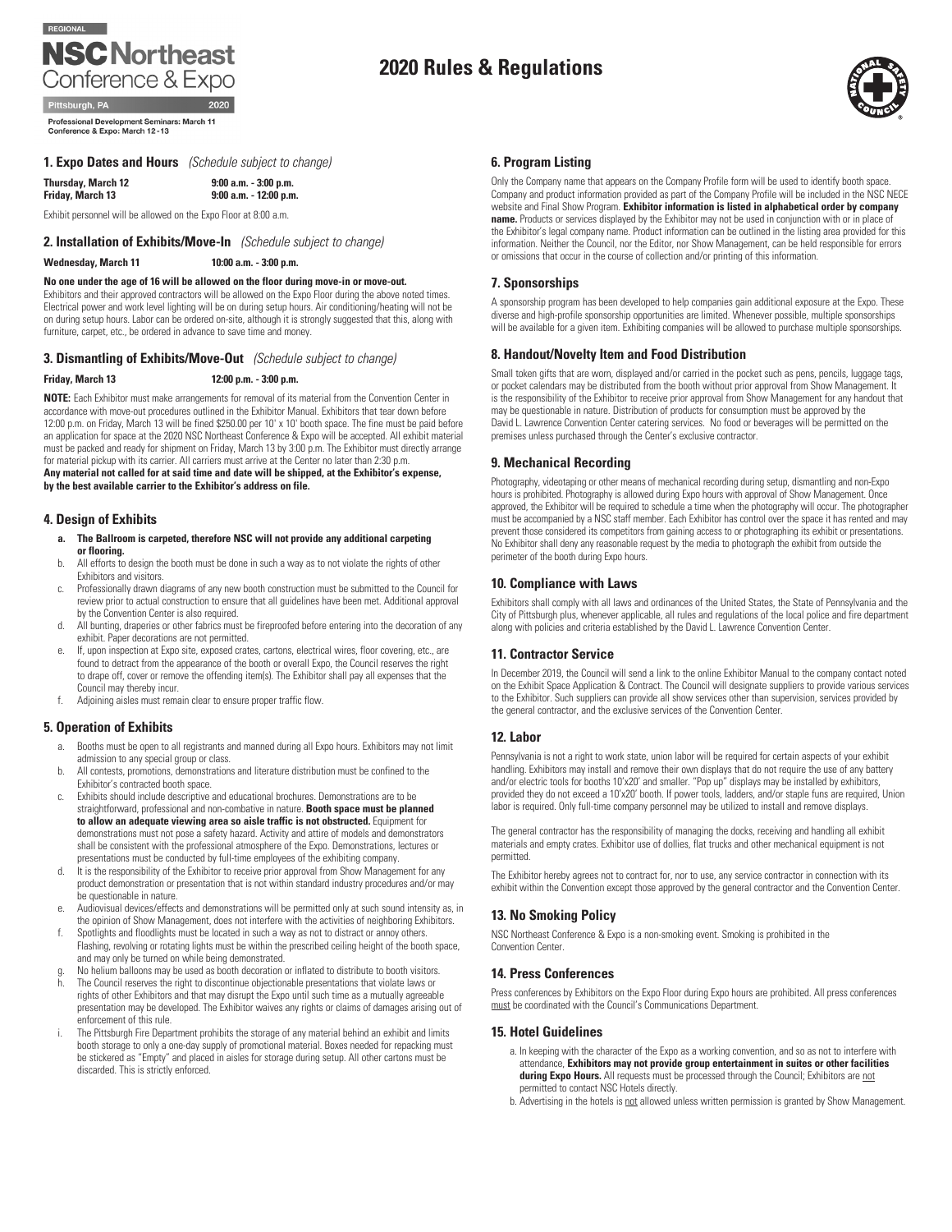REGIONAL

**NSC Northeast Conference & Expo**

Pittsburgh, PA 2020

**Professional Development Seminars: March 11**
**Conference & Expo: March 12 - 13**

# 2020 Rules & Regulations

## 1. Expo Dates and Hours *(Schedule subject to change)*

**Thursday, March 12** **9:00 a.m. - 3:00 p.m.**
**Friday, March 13** **9:00 a.m. - 12:00 p.m.**

Exhibit personnel will be allowed on the Expo Floor at 8:00 a.m.

## 2. Installation of Exhibits/Move-In *(Schedule subject to change)*

**Wednesday, March 11** **10:00 a.m. - 3:00 p.m.**

**No one under the age of 16 will be allowed on the floor during move-in or move-out.**
Exhibitors and their approved contractors will be allowed on the Expo Floor during the above noted times. Electrical power and work level lighting will be on during setup hours. Air conditioning/heating will not be on during setup hours. Labor can be ordered on-site, although it is strongly suggested that this, along with furniture, carpet, etc., be ordered in advance to save time and money.

## 3. Dismantling of Exhibits/Move-Out *(Schedule subject to change)*

**Friday, March 13** **12:00 p.m. - 3:00 p.m.**

**NOTE:** Each Exhibitor must make arrangements for removal of its material from the Convention Center in accordance with move-out procedures outlined in the Exhibitor Manual. Exhibitors that tear down before 12:00 p.m. on Friday, March 13 will be fined $250.00 per 10' x 10' booth space. The fine must be paid before an application for space at the 2020 NSC Northeast Conference & Expo will be accepted. All exhibit material must be packed and ready for shipment on Friday, March 13 by 3:00 p.m. The Exhibitor must directly arrange for material pickup with its carrier. All carriers must arrive at the Center no later than 2:30 p.m.
**Any material not called for at said time and date will be shipped, at the Exhibitor's expense, by the best available carrier to the Exhibitor's address on file.**

## 4. Design of Exhibits

a. **The Ballroom is carpeted, therefore NSC will not provide any additional carpeting or flooring.**
b. All efforts to design the booth must be done in such a way as to not violate the rights of other Exhibitors and visitors.
c. Professionally drawn diagrams of any new booth construction must be submitted to the Council for review prior to actual construction to ensure that all guidelines have been met. Additional approval by the Convention Center is also required.
d. All bunting, draperies or other fabrics must be fireproofed before entering into the decoration of any exhibit. Paper decorations are not permitted.
e. If, upon inspection at Expo site, exposed crates, cartons, electrical wires, floor covering, etc., are found to detract from the appearance of the booth or overall Expo, the Council reserves the right to drape off, cover or remove the offending item(s). The Exhibitor shall pay all expenses that the Council may thereby incur.
f. Adjoining aisles must remain clear to ensure proper traffic flow.

## 5. Operation of Exhibits

a. Booths must be open to all registrants and manned during all Expo hours. Exhibitors may not limit admission to any special group or class.
b. All contests, promotions, demonstrations and literature distribution must be confined to the Exhibitor's contracted booth space.
c. Exhibits should include descriptive and educational brochures. Demonstrations are to be straightforward, professional and non-combative in nature. **Booth space must be planned to allow an adequate viewing area so aisle traffic is not obstructed.** Equipment for demonstrations must not pose a safety hazard. Activity and attire of models and demonstrators shall be consistent with the professional atmosphere of the Expo. Demonstrations, lectures or presentations must be conducted by full-time employees of the exhibiting company.
d. It is the responsibility of the Exhibitor to receive prior approval from Show Management for any product demonstration or presentation that is not within standard industry procedures and/or may be questionable in nature.
e. Audiovisual devices/effects and demonstrations will be permitted only at such sound intensity as, in the opinion of Show Management, does not interfere with the activities of neighboring Exhibitors.
f. Spotlights and floodlights must be located in such a way as not to distract or annoy others. Flashing, revolving or rotating lights must be within the prescribed ceiling height of the booth space, and may only be turned on while being demonstrated.
g. No helium balloons may be used as booth decoration or inflated to distribute to booth visitors.
h. The Council reserves the right to discontinue objectionable presentations that violate laws or rights of other Exhibitors and that may disrupt the Expo until such time as a mutually agreeable presentation may be developed. The Exhibitor waives any rights or claims of damages arising out of enforcement of this rule.
i. The Pittsburgh Fire Department prohibits the storage of any material behind an exhibit and limits booth storage to only a one-day supply of promotional material. Boxes needed for repacking must be stickered as "Empty" and placed in aisles for storage during setup. All other cartons must be discarded. This is strictly enforced.

## 6. Program Listing

Only the Company name that appears on the Company Profile form will be used to identify booth space. Company and product information provided as part of the Company Profile will be included in the NSC NECE website and Final Show Program. **Exhibitor information is listed in alphabetical order by company name.** Products or services displayed by the Exhibitor may not be used in conjunction with or in place of the Exhibitor's legal company name. Product information can be outlined in the listing area provided for this information. Neither the Council, nor the Editor, nor Show Management, can be held responsible for errors or omissions that occur in the course of collection and/or printing of this information.

## 7. Sponsorships

A sponsorship program has been developed to help companies gain additional exposure at the Expo. These diverse and high-profile sponsorship opportunities are limited. Whenever possible, multiple sponsorships will be available for a given item. Exhibiting companies will be allowed to purchase multiple sponsorships.

## 8. Handout/Novelty Item and Food Distribution

Small token gifts that are worn, displayed and/or carried in the pocket such as pens, pencils, luggage tags, or pocket calendars may be distributed from the booth without prior approval from Show Management. It is the responsibility of the Exhibitor to receive prior approval from Show Management for any handout that may be questionable in nature. Distribution of products for consumption must be approved by the David L. Lawrence Convention Center catering services. No food or beverages will be permitted on the premises unless purchased through the Center's exclusive contractor.

## 9. Mechanical Recording

Photography, videotaping or other means of mechanical recording during setup, dismantling and non-Expo hours is prohibited. Photography is allowed during Expo hours with approval of Show Management. Once approved, the Exhibitor will be required to schedule a time when the photography will occur. The photographer must be accompanied by a NSC staff member. Each Exhibitor has control over the space it has rented and may prevent those considered its competitors from gaining access to or photographing its exhibit or presentations. No Exhibitor shall deny any reasonable request by the media to photograph the exhibit from outside the perimeter of the booth during Expo hours.

## 10. Compliance with Laws

Exhibitors shall comply with all laws and ordinances of the United States, the State of Pennsylvania and the City of Pittsburgh plus, whenever applicable, all rules and regulations of the local police and fire department along with policies and criteria established by the David L. Lawrence Convention Center.

## 11. Contractor Service

In December 2019, the Council will send a link to the online Exhibitor Manual to the company contact noted on the Exhibit Space Application & Contract. The Council will designate suppliers to provide various services to the Exhibitor. Such suppliers can provide all show services other than supervision, services provided by the general contractor, and the exclusive services of the Convention Center.

## 12. Labor

Pennsylvania is not a right to work state, union labor will be required for certain aspects of your exhibit handling. Exhibitors may install and remove their own displays that do not require the use of any battery and/or electric tools for booths 10'x20' and smaller. "Pop up" displays may be installed by exhibitors, provided they do not exceed a 10'x20' booth. If power tools, ladders, and/or staple funs are required, Union labor is required. Only full-time company personnel may be utilized to install and remove displays.

The general contractor has the responsibility of managing the docks, receiving and handling all exhibit materials and empty crates. Exhibitor use of dollies, flat trucks and other mechanical equipment is not permitted.

The Exhibitor hereby agrees not to contract for, nor to use, any service contractor in connection with its exhibit within the Convention except those approved by the general contractor and the Convention Center.

## 13. No Smoking Policy

NSC Northeast Conference & Expo is a non-smoking event. Smoking is prohibited in the Convention Center.

## 14. Press Conferences

Press conferences by Exhibitors on the Expo Floor during Expo hours are prohibited. All press conferences must be coordinated with the Council's Communications Department.

## 15. Hotel Guidelines

a. In keeping with the character of the Expo as a working convention, and so as not to interfere with attendance, **Exhibitors may not provide group entertainment in suites or other facilities during Expo Hours.** All requests must be processed through the Council; Exhibitors are not permitted to contact NSC Hotels directly.
b. Advertising in the hotels is not allowed unless written permission is granted by Show Management.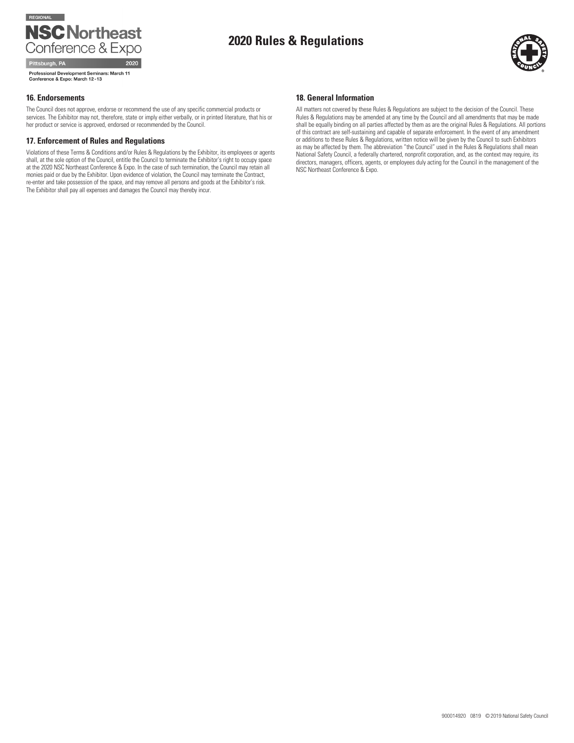# 2020 Rules & Regulations

## 16. Endorsements

The Council does not approve, endorse or recommend the use of any specific commercial products or services. The Exhibitor may not, therefore, state or imply either verbally, or in printed literature, that his or her product or service is approved, endorsed or recommended by the Council.

## 17. Enforcement of Rules and Regulations

Violations of these Terms & Conditions and/or Rules & Regulations by the Exhibitor, its employees or agents shall, at the sole option of the Council, entitle the Council to terminate the Exhibitor's right to occupy space at the 2020 NSC Northeast Conference & Expo. In the case of such termination, the Council may retain all monies paid or due by the Exhibitor. Upon evidence of violation, the Council may terminate the Contract, re-enter and take possession of the space, and may remove all persons and goods at the Exhibitor's risk. The Exhibitor shall pay all expenses and damages the Council may thereby incur.

## 18. General Information

All matters not covered by these Rules & Regulations are subject to the decision of the Council. These Rules & Regulations may be amended at any time by the Council and all amendments that may be made shall be equally binding on all parties affected by them as are the original Rules & Regulations. All portions of this contract are self-sustaining and capable of separate enforcement. In the event of any amendment or additions to these Rules & Regulations, written notice will be given by the Council to such Exhibitors as may be affected by them. The abbreviation "the Council" used in the Rules & Regulations shall mean National Safety Council, a federally chartered, nonprofit corporation, and, as the context may require, its directors, managers, officers, agents, or employees duly acting for the Council in the management of the NSC Northeast Conference & Expo.

900014920 0819 © 2019 National Safety Council